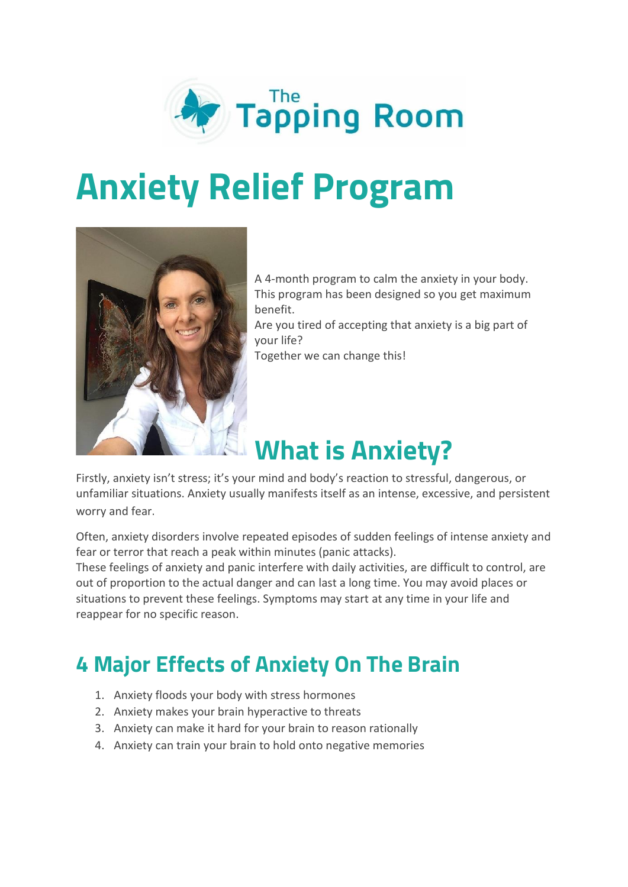The Tapping Room

# Anxiety Relief Program

A 4-month program to calm the anxiety in your body.
This program has been designed so you get maximum benefit.
Are you tired of accepting that anxiety is a big part of your life?
Together we can change this!

## What is Anxiety?

Firstly, anxiety isn't stress; it's your mind and body's reaction to stressful, dangerous, or unfamiliar situations. Anxiety usually manifests itself as an intense, excessive, and persistent worry and fear.

Often, anxiety disorders involve repeated episodes of sudden feelings of intense anxiety and fear or terror that reach a peak within minutes (panic attacks).
These feelings of anxiety and panic interfere with daily activities, are difficult to control, are out of proportion to the actual danger and can last a long time. You may avoid places or situations to prevent these feelings. Symptoms may start at any time in your life and reappear for no specific reason.

## 4 Major Effects of Anxiety On The Brain

1. Anxiety floods your body with stress hormones
2. Anxiety makes your brain hyperactive to threats
3. Anxiety can make it hard for your brain to reason rationally
4. Anxiety can train your brain to hold onto negative memories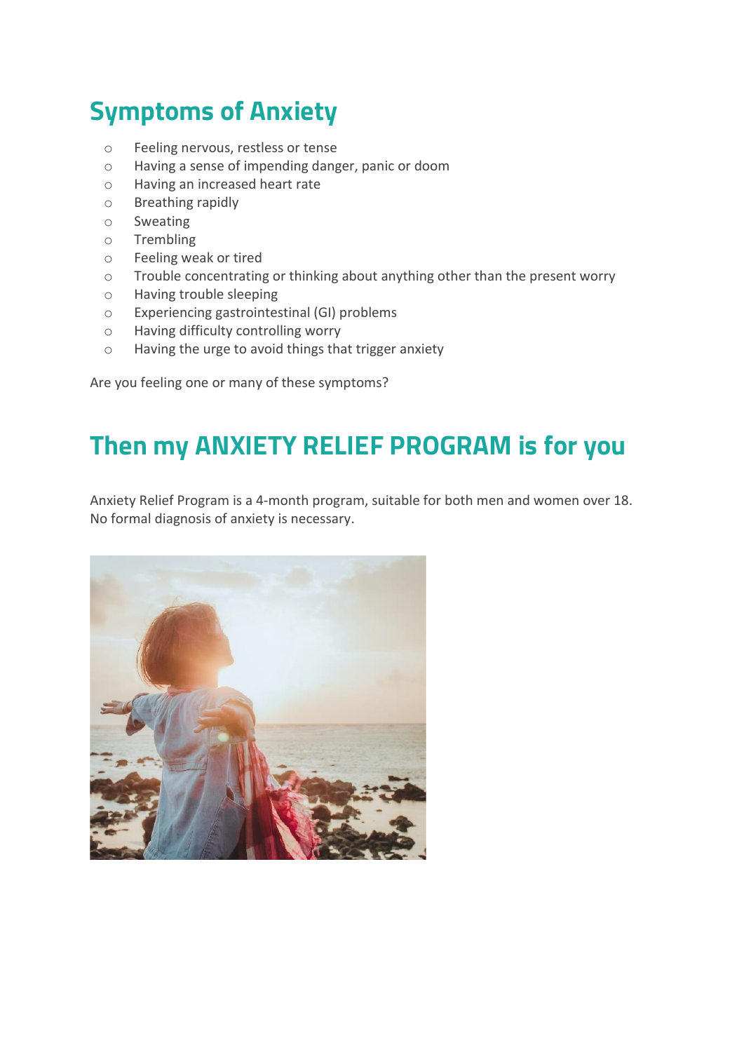## Symptoms of Anxiety

- Feeling nervous, restless or tense
- Having a sense of impending danger, panic or doom
- Having an increased heart rate
- Breathing rapidly
- Sweating
- Trembling
- Feeling weak or tired
- Trouble concentrating or thinking about anything other than the present worry
- Having trouble sleeping
- Experiencing gastrointestinal (GI) problems
- Having difficulty controlling worry
- Having the urge to avoid things that trigger anxiety

Are you feeling one or many of these symptoms?

## Then my ANXIETY RELIEF PROGRAM is for you

Anxiety Relief Program is a 4-month program, suitable for both men and women over 18. No formal diagnosis of anxiety is necessary.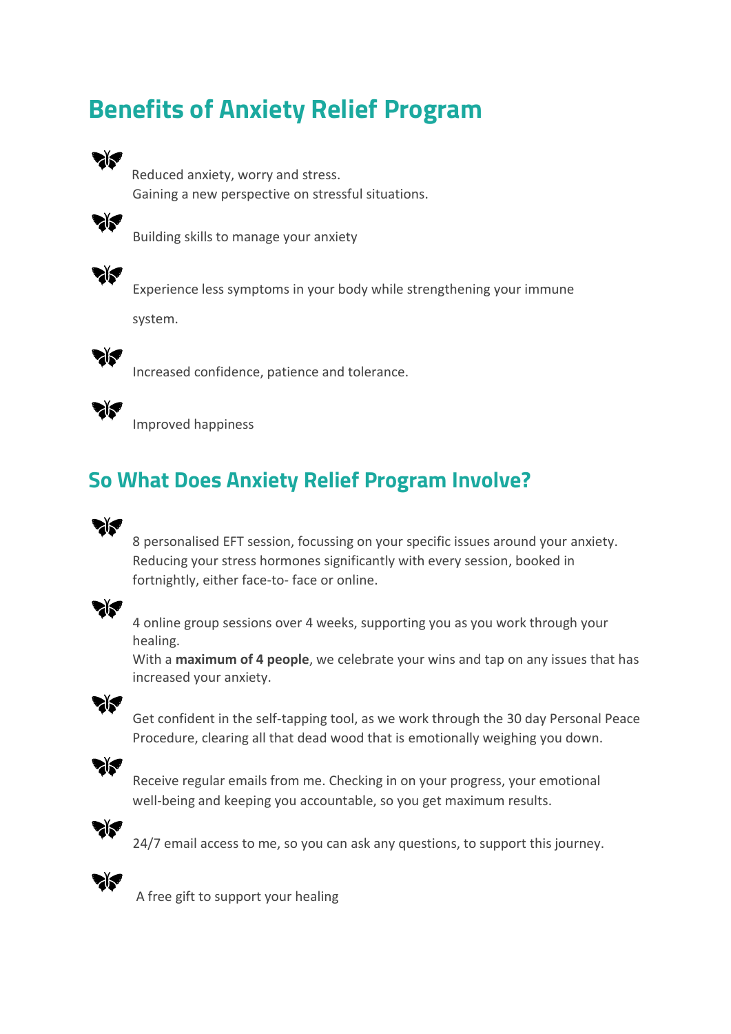## Benefits of Anxiety Relief Program

- Reduced anxiety, worry and stress.
  Gaining a new perspective on stressful situations.
- Building skills to manage your anxiety
- Experience less symptoms in your body while strengthening your immune system.
- Increased confidence, patience and tolerance.
- Improved happiness

## So What Does Anxiety Relief Program Involve?

- 8 personalised EFT session, focussing on your specific issues around your anxiety. Reducing your stress hormones significantly with every session, booked in fortnightly, either face-to- face or online.
- 4 online group sessions over 4 weeks, supporting you as you work through your healing.
  With a **maximum of 4 people**, we celebrate your wins and tap on any issues that has increased your anxiety.
- Get confident in the self-tapping tool, as we work through the 30 day Personal Peace Procedure, clearing all that dead wood that is emotionally weighing you down.
- Receive regular emails from me. Checking in on your progress, your emotional well-being and keeping you accountable, so you get maximum results.
- 24/7 email access to me, so you can ask any questions, to support this journey.
- A free gift to support your healing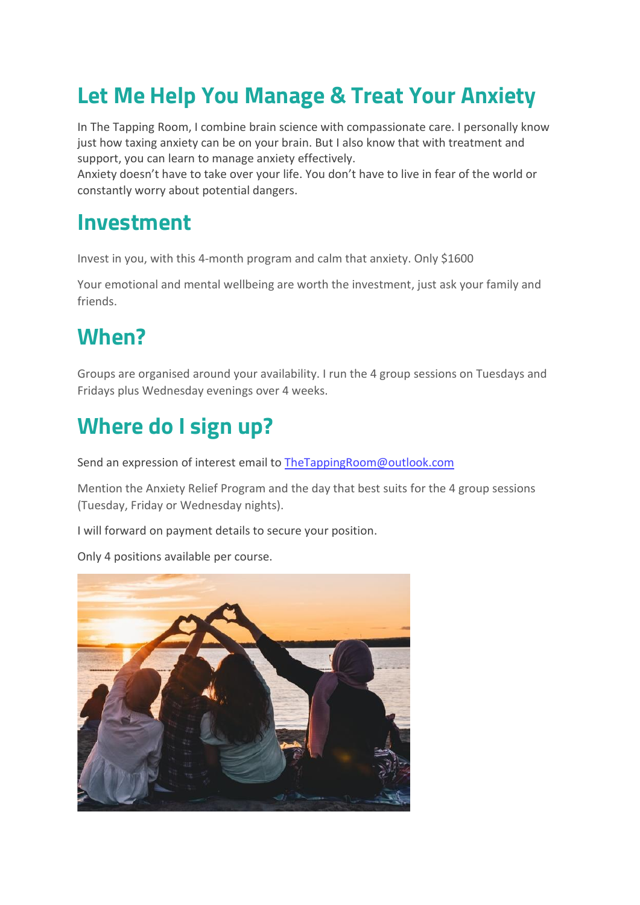# Let Me Help You Manage & Treat Your Anxiety

In The Tapping Room, I combine brain science with compassionate care. I personally know just how taxing anxiety can be on your brain. But I also know that with treatment and support, you can learn to manage anxiety effectively.
Anxiety doesn't have to take over your life. You don't have to live in fear of the world or constantly worry about potential dangers.

# Investment

Invest in you, with this 4-month program and calm that anxiety. Only $1600

Your emotional and mental wellbeing are worth the investment, just ask your family and friends.

# When?

Groups are organised around your availability. I run the 4 group sessions on Tuesdays and Fridays plus Wednesday evenings over 4 weeks.

# Where do I sign up?

Send an expression of interest email to [TheTappingRoom@outlook.com](mailto:TheTappingRoom@outlook.com)

Mention the Anxiety Relief Program and the day that best suits for the 4 group sessions (Tuesday, Friday or Wednesday nights).

I will forward on payment details to secure your position.

Only 4 positions available per course.